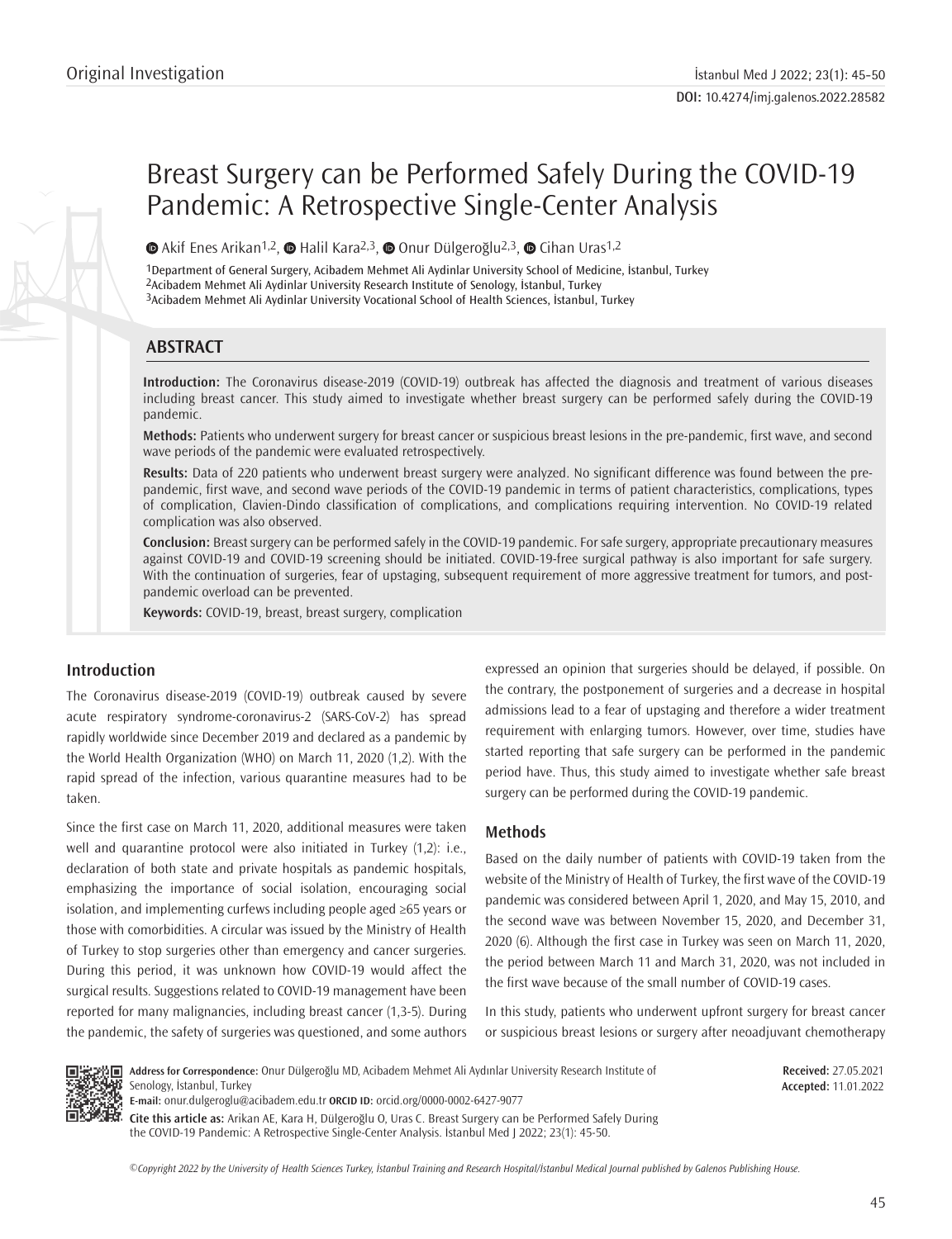Original Investigation

# Breast Surgery can be Performed Safely During the COVID-19 Pandemic: A Retrospective Single-Center Analysis

Akif Enes Arikan[1,2], Halil Kara[2,3], Onur Dülgeroğlu[2,3], Cihan Uras[1,2]

[1]Department of General Surgery, Acibadem Mehmet Ali Aydinlar University School of Medicine, İstanbul, Turkey
[2]Acibadem Mehmet Ali Aydinlar University Research Institute of Senology, İstanbul, Turkey
[3]Acibadem Mehmet Ali Aydinlar University Vocational School of Health Sciences, İstanbul, Turkey

## ABSTRACT

**Introduction:** The Coronavirus disease-2019 (COVID-19) outbreak has affected the diagnosis and treatment of various diseases including breast cancer. This study aimed to investigate whether breast surgery can be performed safely during the COVID-19 pandemic.

**Methods:** Patients who underwent surgery for breast cancer or suspicious breast lesions in the pre-pandemic, first wave, and second wave periods of the pandemic were evaluated retrospectively.

**Results:** Data of 220 patients who underwent breast surgery were analyzed. No significant difference was found between the pre-pandemic, first wave, and second wave periods of the COVID-19 pandemic in terms of patient characteristics, complications, types of complication, Clavien-Dindo classification of complications, and complications requiring intervention. No COVID-19 related complication was also observed.

**Conclusion:** Breast surgery can be performed safely in the COVID-19 pandemic. For safe surgery, appropriate precautionary measures against COVID-19 and COVID-19 screening should be initiated. COVID-19-free surgical pathway is also important for safe surgery. With the continuation of surgeries, fear of upstaging, subsequent requirement of more aggressive treatment for tumors, and post-pandemic overload can be prevented.

**Keywords:** COVID-19, breast, breast surgery, complication

## Introduction

The Coronavirus disease-2019 (COVID-19) outbreak caused by severe acute respiratory syndrome-coronavirus-2 (SARS-CoV-2) has spread rapidly worldwide since December 2019 and declared as a pandemic by the World Health Organization (WHO) on March 11, 2020 (1,2). With the rapid spread of the infection, various quarantine measures had to be taken.

Since the first case on March 11, 2020, additional measures were taken well and quarantine protocol were also initiated in Turkey (1,2): i.e., declaration of both state and private hospitals as pandemic hospitals, emphasizing the importance of social isolation, encouraging social isolation, and implementing curfews including people aged ≥65 years or those with comorbidities. A circular was issued by the Ministry of Health of Turkey to stop surgeries other than emergency and cancer surgeries. During this period, it was unknown how COVID-19 would affect the surgical results. Suggestions related to COVID-19 management have been reported for many malignancies, including breast cancer (1,3-5). During the pandemic, the safety of surgeries was questioned, and some authors expressed an opinion that surgeries should be delayed, if possible. On the contrary, the postponement of surgeries and a decrease in hospital admissions lead to a fear of upstaging and therefore a wider treatment requirement with enlarging tumors. However, over time, studies have started reporting that safe surgery can be performed in the pandemic period have. Thus, this study aimed to investigate whether safe breast surgery can be performed during the COVID-19 pandemic.

## Methods

Based on the daily number of patients with COVID-19 taken from the website of the Ministry of Health of Turkey, the first wave of the COVID-19 pandemic was considered between April 1, 2020, and May 15, 2010, and the second wave was between November 15, 2020, and December 31, 2020 (6). Although the first case in Turkey was seen on March 11, 2020, the period between March 11 and March 31, 2020, was not included in the first wave because of the small number of COVID-19 cases.

In this study, patients who underwent upfront surgery for breast cancer or suspicious breast lesions or surgery after neoadjuvant chemotherapy

**Address for Correspondence:** Onur Dülgeroğlu MD, Acibadem Mehmet Ali Aydınlar University Research Institute of Senology, İstanbul, Turkey
**E-mail:** onur.dulgeroglu@acibadem.edu.tr **ORCID ID:** orcid.org/0000-0002-6427-9077

**Received:** 27.05.2021
**Accepted:** 11.01.2022

**Cite this article as:** Arikan AE, Kara H, Dülgeroğlu O, Uras C. Breast Surgery can be Performed Safely During the COVID-19 Pandemic: A Retrospective Single-Center Analysis. İstanbul Med J 2022; 23(1): 45-50.

*©Copyright 2022 by the University of Health Sciences Turkey, İstanbul Training and Research Hospital/İstanbul Medical Journal published by Galenos Publishing House.*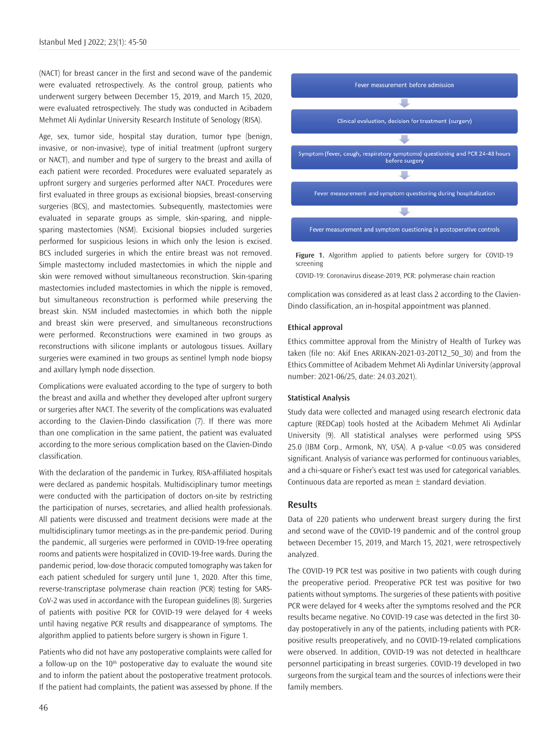(NACT) for breast cancer in the first and second wave of the pandemic were evaluated retrospectively. As the control group, patients who underwent surgery between December 15, 2019, and March 15, 2020, were evaluated retrospectively. The study was conducted in Acibadem Mehmet Ali Aydinlar University Research Institute of Senology (RISA).

Age, sex, tumor side, hospital stay duration, tumor type (benign, invasive, or non-invasive), type of initial treatment (upfront surgery or NACT), and number and type of surgery to the breast and axilla of each patient were recorded. Procedures were evaluated separately as upfront surgery and surgeries performed after NACT. Procedures were first evaluated in three groups as excisional biopsies, breast-conserving surgeries (BCS), and mastectomies. Subsequently, mastectomies were evaluated in separate groups as simple, skin-sparing, and nipple-sparing mastectomies (NSM). Excisional biopsies included surgeries performed for suspicious lesions in which only the lesion is excised. BCS included surgeries in which the entire breast was not removed. Simple mastectomy included mastectomies in which the nipple and skin were removed without simultaneous reconstruction. Skin-sparing mastectomies included mastectomies in which the nipple is removed, but simultaneous reconstruction is performed while preserving the breast skin. NSM included mastectomies in which both the nipple and breast skin were preserved, and simultaneous reconstructions were performed. Reconstructions were examined in two groups as reconstructions with silicone implants or autologous tissues. Axillary surgeries were examined in two groups as sentinel lymph node biopsy and axillary lymph node dissection.

Complications were evaluated according to the type of surgery to both the breast and axilla and whether they developed after upfront surgery or surgeries after NACT. The severity of the complications was evaluated according to the Clavien-Dindo classification (7). If there was more than one complication in the same patient, the patient was evaluated according to the more serious complication based on the Clavien-Dindo classification.

With the declaration of the pandemic in Turkey, RISA-affiliated hospitals were declared as pandemic hospitals. Multidisciplinary tumor meetings were conducted with the participation of doctors on-site by restricting the participation of nurses, secretaries, and allied health professionals. All patients were discussed and treatment decisions were made at the multidisciplinary tumor meetings as in the pre-pandemic period. During the pandemic, all surgeries were performed in COVID-19-free operating rooms and patients were hospitalized in COVID-19-free wards. During the pandemic period, low-dose thoracic computed tomography was taken for each patient scheduled for surgery until June 1, 2020. After this time, reverse-transcriptase polymerase chain reaction (PCR) testing for SARS-CoV-2 was used in accordance with the European guidelines (8). Surgeries of patients with positive PCR for COVID-19 were delayed for 4 weeks until having negative PCR results and disappearance of symptoms. The algorithm applied to patients before surgery is shown in Figure 1.

Patients who did not have any postoperative complaints were called for a follow-up on the 10th postoperative day to evaluate the wound site and to inform the patient about the postoperative treatment protocols. If the patient had complaints, the patient was assessed by phone. If the complication was considered as at least class 2 according to the Clavien-Dindo classification, an in-hospital appointment was planned.

Fever measurement before admission
↓
Clinical evaluation, decision for treatment (surgery)
↓
Symptom (fever, cough, respiratory symptoms) questioning and PCR 24-48 hours before surgery
↓
Fever measurement and symptom questioning during hospitalization
↓
Fever measurement and symptom questioning in postoperative controls

**Figure 1.** Algorithm applied to patients before surgery for COVID-19 screening

COVID-19: Coronavirus disease-2019, PCR: polymerase chain reaction

### Ethical approval

Ethics committee approval from the Ministry of Health of Turkey was taken (file no: Akif Enes ARIKAN-2021-03-20T12_50_30) and from the Ethics Committee of Acibadem Mehmet Ali Aydinlar University (approval number: 2021-06/25, date: 24.03.2021).

### Statistical Analysis

Study data were collected and managed using research electronic data capture (REDCap) tools hosted at the Acibadem Mehmet Ali Aydinlar University (9). All statistical analyses were performed using SPSS 25.0 (IBM Corp., Armonk, NY, USA). A p-value $<0.05$ was considered significant. Analysis of variance was performed for continuous variables, and a chi-square or Fisher's exact test was used for categorical variables. Continuous data are reported as mean $\pm$ standard deviation.

## Results

Data of 220 patients who underwent breast surgery during the first and second wave of the COVID-19 pandemic and of the control group between December 15, 2019, and March 15, 2021, were retrospectively analyzed.

The COVID-19 PCR test was positive in two patients with cough during the preoperative period. Preoperative PCR test was positive for two patients without symptoms. The surgeries of these patients with positive PCR were delayed for 4 weeks after the symptoms resolved and the PCR results became negative. No COVID-19 case was detected in the first 30-day postoperatively in any of the patients, including patients with PCR-positive results preoperatively, and no COVID-19-related complications were observed. In addition, COVID-19 was not detected in healthcare personnel participating in breast surgeries. COVID-19 developed in two surgeons from the surgical team and the sources of infections were their family members.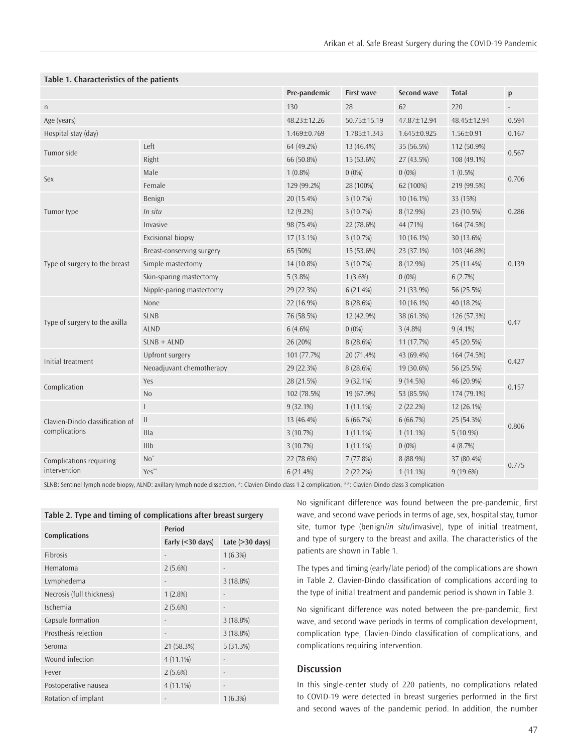**Table 1. Characteristics of the patients**

| | | Pre-pandemic | First wave | Second wave | Total | p |
|---|---|---|---|---|---|---|
| n | | 130 | 28 | 62 | 220 | - |
| Age (years) | | 48.23±12.26 | 50.75±15.19 | 47.87±12.94 | 48.45±12.94 | 0.594 |
| Hospital stay (day) | | 1.469±0.769 | 1.785±1.343 | 1.645±0.925 | 1.56±0.91 | 0.167 |
| Tumor side | Left | 64 (49.2%) | 13 (46.4%) | 35 (56.5%) | 112 (50.9%) | 0.567 |
| | Right | 66 (50.8%) | 15 (53.6%) | 27 (43.5%) | 108 (49.1%) | |
| Sex | Male | 1 (0.8%) | 0 (0%) | 0 (0%) | 1 (0.5%) | 0.706 |
| | Female | 129 (99.2%) | 28 (100%) | 62 (100%) | 219 (99.5%) | |
| Tumor type | Benign | 20 (15.4%) | 3 (10.7%) | 10 (16.1%) | 33 (15%) | 0.286 |
| | *In situ* | 12 (9.2%) | 3 (10.7%) | 8 (12.9%) | 23 (10.5%) | |
| | Invasive | 98 (75.4%) | 22 (78.6%) | 44 (71%) | 164 (74.5%) | |
| Type of surgery to the breast | Excisional biopsy | 17 (13.1%) | 3 (10.7%) | 10 (16.1%) | 30 (13.6%) | 0.139 |
| | Breast-conserving surgery | 65 (50%) | 15 (53.6%) | 23 (37.1%) | 103 (46.8%) | |
| | Simple mastectomy | 14 (10.8%) | 3 (10.7%) | 8 (12.9%) | 25 (11.4%) | |
| | Skin-sparing mastectomy | 5 (3.8%) | 1 (3.6%) | 0 (0%) | 6 (2.7%) | |
| | Nipple-paring mastectomy | 29 (22.3%) | 6 (21.4%) | 21 (33.9%) | 56 (25.5%) | |
| Type of surgery to the axilla | None | 22 (16.9%) | 8 (28.6%) | 10 (16.1%) | 40 (18.2%) | 0.47 |
| | SLNB | 76 (58.5%) | 12 (42.9%) | 38 (61.3%) | 126 (57.3%) | |
| | ALND | 6 (4.6%) | 0 (0%) | 3 (4.8%) | 9 (4.1%) | |
| | SLNB + ALND | 26 (20%) | 8 (28.6%) | 11 (17.7%) | 45 (20.5%) | |
| Initial treatment | Upfront surgery | 101 (77.7%) | 20 (71.4%) | 43 (69.4%) | 164 (74.5%) | 0.427 |
| | Neoadjuvant chemotherapy | 29 (22.3%) | 8 (28.6%) | 19 (30.6%) | 56 (25.5%) | |
| Complication | Yes | 28 (21.5%) | 9 (32.1%) | 9 (14.5%) | 46 (20.9%) | 0.157 |
| | No | 102 (78.5%) | 19 (67.9%) | 53 (85.5%) | 174 (79.1%) | |
| Clavien-Dindo classification of complications | I | 9 (32.1%) | 1 (11.1%) | 2 (22.2%) | 12 (26.1%) | 0.806 |
| | II | 13 (46.4%) | 6 (66.7%) | 6 (66.7%) | 25 (54.3%) | |
| | IIIa | 3 (10.7%) | 1 (11.1%) | 1 (11.1%) | 5 (10.9%) | |
| | IIIb | 3 (10.7%) | 1 (11.1%) | 0 (0%) | 4 (8.7%) | |
| Complications requiring intervention | No* | 22 (78.6%) | 7 (77.8%) | 8 (88.9%) | 37 (80.4%) | 0.775 |
| | Yes** | 6 (21.4%) | 2 (22.2%) | 1 (11.1%) | 9 (19.6%) | |

SLNB: Sentinel lymph node biopsy, ALND: axillary lymph node dissection, *: Clavien-Dindo class 1-2 complication, **: Clavien-Dindo class 3 complication

**Table 2. Type and timing of complications after breast surgery**

| Complications | Period | |
|---|---|---|
| | Early (<30 days) | Late (>30 days) |
| Fibrosis | - | 1 (6.3%) |
| Hematoma | 2 (5.6%) | - |
| Lymphedema | - | 3 (18.8%) |
| Necrosis (full thickness) | 1 (2.8%) | - |
| Ischemia | 2 (5.6%) | - |
| Capsule formation | - | 3 (18.8%) |
| Prosthesis rejection | - | 3 (18.8%) |
| Seroma | 21 (58.3%) | 5 (31.3%) |
| Wound infection | 4 (11.1%) | - |
| Fever | 2 (5.6%) | - |
| Postoperative nausea | 4 (11.1%) | - |
| Rotation of implant | - | 1 (6.3%) |

No significant difference was found between the pre-pandemic, first wave, and second wave periods in terms of age, sex, hospital stay, tumor site, tumor type (benign/*in situ*/invasive), type of initial treatment, and type of surgery to the breast and axilla. The characteristics of the patients are shown in Table 1.

The types and timing (early/late period) of the complications are shown in Table 2. Clavien-Dindo classification of complications according to the type of initial treatment and pandemic period is shown in Table 3.

No significant difference was noted between the pre-pandemic, first wave, and second wave periods in terms of complication development, complication type, Clavien-Dindo classification of complications, and complications requiring intervention.

## Discussion

In this single-center study of 220 patients, no complications related to COVID-19 were detected in breast surgeries performed in the first and second waves of the pandemic period. In addition, the number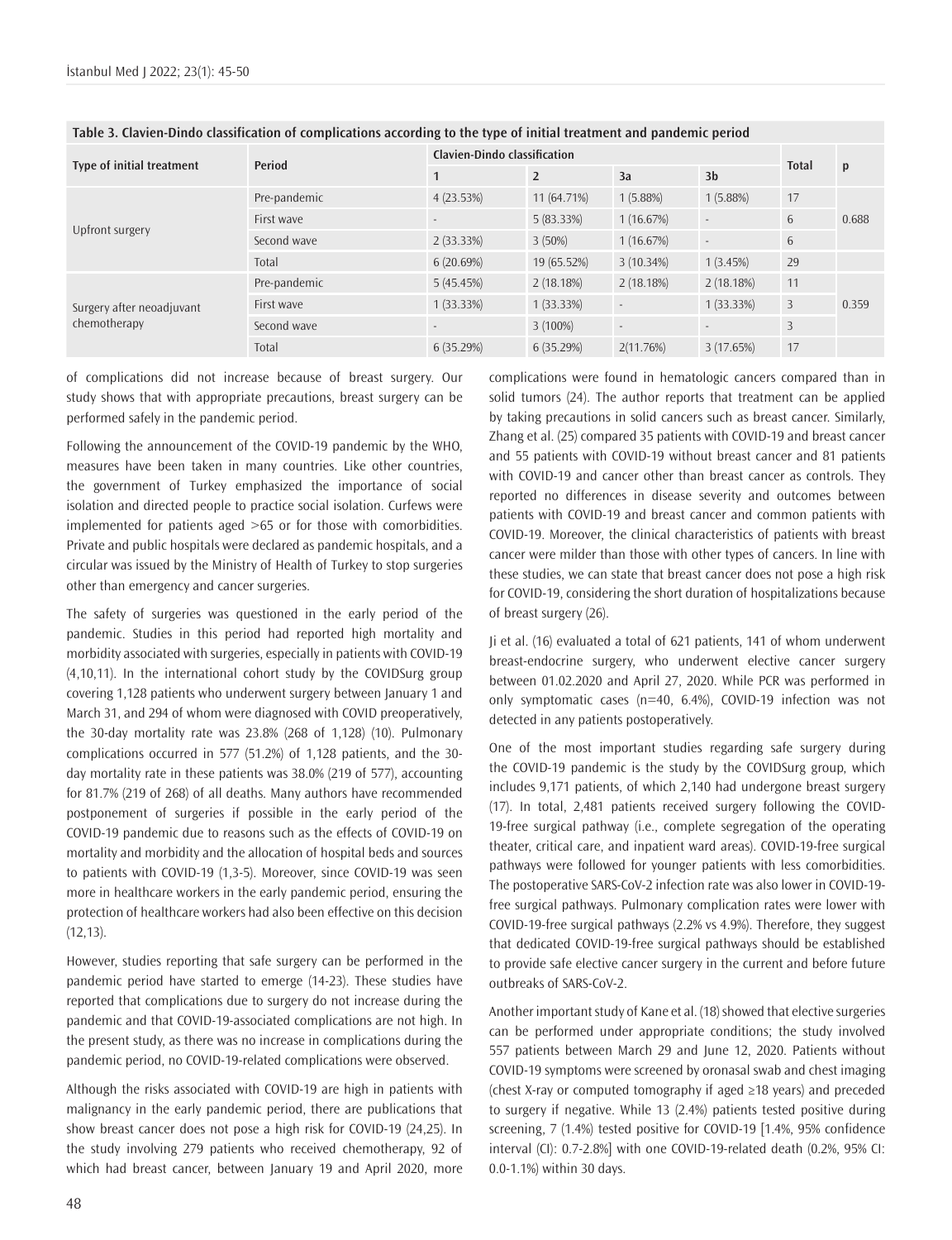**Table 3. Clavien-Dindo classification of complications according to the type of initial treatment and pandemic period**

| Type of initial treatment | Period | Clavien-Dindo classification | | | | Total | p |
|---|---|---|---|---|---|---|---|
| | | 1 | 2 | 3a | 3b | | |
| Upfront surgery | Pre-pandemic | 4 (23.53%) | 11 (64.71%) | 1 (5.88%) | 1 (5.88%) | 17 | 0.688 |
| | First wave | - | 5 (83.33%) | 1 (16.67%) | - | 6 | |
| | Second wave | 2 (33.33%) | 3 (50%) | 1 (16.67%) | - | 6 | |
| | Total | 6 (20.69%) | 19 (65.52%) | 3 (10.34%) | 1 (3.45%) | 29 | |
| Surgery after neoadjuvant chemotherapy | Pre-pandemic | 5 (45.45%) | 2 (18.18%) | 2 (18.18%) | 2 (18.18%) | 11 | 0.359 |
| | First wave | 1 (33.33%) | 1 (33.33%) | - | 1 (33.33%) | 3 | |
| | Second wave | - | 3 (100%) | - | - | 3 | |
| | Total | 6 (35.29%) | 6 (35.29%) | 2(11.76%) | 3 (17.65%) | 17 | |

of complications did not increase because of breast surgery. Our study shows that with appropriate precautions, breast surgery can be performed safely in the pandemic period.

Following the announcement of the COVID-19 pandemic by the WHO, measures have been taken in many countries. Like other countries, the government of Turkey emphasized the importance of social isolation and directed people to practice social isolation. Curfews were implemented for patients aged >65 or for those with comorbidities. Private and public hospitals were declared as pandemic hospitals, and a circular was issued by the Ministry of Health of Turkey to stop surgeries other than emergency and cancer surgeries.

The safety of surgeries was questioned in the early period of the pandemic. Studies in this period had reported high mortality and morbidity associated with surgeries, especially in patients with COVID-19 (4,10,11). In the international cohort study by the COVIDSurg group covering 1,128 patients who underwent surgery between January 1 and March 31, and 294 of whom were diagnosed with COVID preoperatively, the 30-day mortality rate was 23.8% (268 of 1,128) (10). Pulmonary complications occurred in 577 (51.2%) of 1,128 patients, and the 30-day mortality rate in these patients was 38.0% (219 of 577), accounting for 81.7% (219 of 268) of all deaths. Many authors have recommended postponement of surgeries if possible in the early period of the COVID-19 pandemic due to reasons such as the effects of COVID-19 on mortality and morbidity and the allocation of hospital beds and sources to patients with COVID-19 (1,3-5). Moreover, since COVID-19 was seen more in healthcare workers in the early pandemic period, ensuring the protection of healthcare workers had also been effective on this decision (12,13).

However, studies reporting that safe surgery can be performed in the pandemic period have started to emerge (14-23). These studies have reported that complications due to surgery do not increase during the pandemic and that COVID-19-associated complications are not high. In the present study, as there was no increase in complications during the pandemic period, no COVID-19-related complications were observed.

Although the risks associated with COVID-19 are high in patients with malignancy in the early pandemic period, there are publications that show breast cancer does not pose a high risk for COVID-19 (24,25). In the study involving 279 patients who received chemotherapy, 92 of which had breast cancer, between January 19 and April 2020, more complications were found in hematologic cancers compared than in solid tumors (24). The author reports that treatment can be applied by taking precautions in solid cancers such as breast cancer. Similarly, Zhang et al. (25) compared 35 patients with COVID-19 and breast cancer and 55 patients with COVID-19 without breast cancer and 81 patients with COVID-19 and cancer other than breast cancer as controls. They reported no differences in disease severity and outcomes between patients with COVID-19 and breast cancer and common patients with COVID-19. Moreover, the clinical characteristics of patients with breast cancer were milder than those with other types of cancers. In line with these studies, we can state that breast cancer does not pose a high risk for COVID-19, considering the short duration of hospitalizations because of breast surgery (26).

Ji et al. (16) evaluated a total of 621 patients, 141 of whom underwent breast-endocrine surgery, who underwent elective cancer surgery between 01.02.2020 and April 27, 2020. While PCR was performed in only symptomatic cases (n=40, 6.4%), COVID-19 infection was not detected in any patients postoperatively.

One of the most important studies regarding safe surgery during the COVID-19 pandemic is the study by the COVIDSurg group, which includes 9,171 patients, of which 2,140 had undergone breast surgery (17). In total, 2,481 patients received surgery following the COVID-19-free surgical pathway (i.e., complete segregation of the operating theater, critical care, and inpatient ward areas). COVID-19-free surgical pathways were followed for younger patients with less comorbidities. The postoperative SARS-CoV-2 infection rate was also lower in COVID-19-free surgical pathways. Pulmonary complication rates were lower with COVID-19-free surgical pathways (2.2% vs 4.9%). Therefore, they suggest that dedicated COVID-19-free surgical pathways should be established to provide safe elective cancer surgery in the current and before future outbreaks of SARS-CoV-2.

Another important study of Kane et al. (18) showed that elective surgeries can be performed under appropriate conditions; the study involved 557 patients between March 29 and June 12, 2020. Patients without COVID-19 symptoms were screened by oronasal swab and chest imaging (chest X-ray or computed tomography if aged ≥18 years) and preceded to surgery if negative. While 13 (2.4%) patients tested positive during screening, 7 (1.4%) tested positive for COVID-19 [1.4%, 95% confidence interval (CI): 0.7-2.8%] with one COVID-19-related death (0.2%, 95% CI: 0.0-1.1%) within 30 days.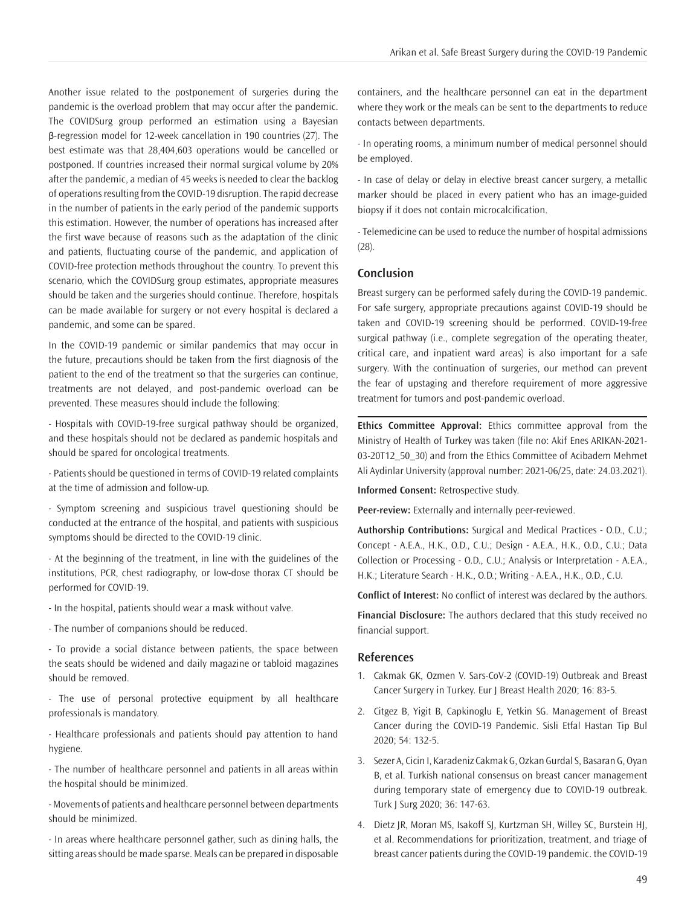Another issue related to the postponement of surgeries during the pandemic is the overload problem that may occur after the pandemic. The COVIDSurg group performed an estimation using a Bayesian β-regression model for 12-week cancellation in 190 countries (27). The best estimate was that 28,404,603 operations would be cancelled or postponed. If countries increased their normal surgical volume by 20% after the pandemic, a median of 45 weeks is needed to clear the backlog of operations resulting from the COVID-19 disruption. The rapid decrease in the number of patients in the early period of the pandemic supports this estimation. However, the number of operations has increased after the first wave because of reasons such as the adaptation of the clinic and patients, fluctuating course of the pandemic, and application of COVID-free protection methods throughout the country. To prevent this scenario, which the COVIDSurg group estimates, appropriate measures should be taken and the surgeries should continue. Therefore, hospitals can be made available for surgery or not every hospital is declared a pandemic, and some can be spared.

In the COVID-19 pandemic or similar pandemics that may occur in the future, precautions should be taken from the first diagnosis of the patient to the end of the treatment so that the surgeries can continue, treatments are not delayed, and post-pandemic overload can be prevented. These measures should include the following:

- Hospitals with COVID-19-free surgical pathway should be organized, and these hospitals should not be declared as pandemic hospitals and should be spared for oncological treatments.

- Patients should be questioned in terms of COVID-19 related complaints at the time of admission and follow-up.

- Symptom screening and suspicious travel questioning should be conducted at the entrance of the hospital, and patients with suspicious symptoms should be directed to the COVID-19 clinic.

- At the beginning of the treatment, in line with the guidelines of the institutions, PCR, chest radiography, or low-dose thorax CT should be performed for COVID-19.

- In the hospital, patients should wear a mask without valve.

- The number of companions should be reduced.

- To provide a social distance between patients, the space between the seats should be widened and daily magazine or tabloid magazines should be removed.

- The use of personal protective equipment by all healthcare professionals is mandatory.

- Healthcare professionals and patients should pay attention to hand hygiene.

- The number of healthcare personnel and patients in all areas within the hospital should be minimized.

- Movements of patients and healthcare personnel between departments should be minimized.

- In areas where healthcare personnel gather, such as dining halls, the sitting areas should be made sparse. Meals can be prepared in disposable containers, and the healthcare personnel can eat in the department where they work or the meals can be sent to the departments to reduce contacts between departments.

- In operating rooms, a minimum number of medical personnel should be employed.

- In case of delay or delay in elective breast cancer surgery, a metallic marker should be placed in every patient who has an image-guided biopsy if it does not contain microcalcification.

- Telemedicine can be used to reduce the number of hospital admissions (28).

## Conclusion

Breast surgery can be performed safely during the COVID-19 pandemic. For safe surgery, appropriate precautions against COVID-19 should be taken and COVID-19 screening should be performed. COVID-19-free surgical pathway (i.e., complete segregation of the operating theater, critical care, and inpatient ward areas) is also important for a safe surgery. With the continuation of surgeries, our method can prevent the fear of upstaging and therefore requirement of more aggressive treatment for tumors and post-pandemic overload.

**Ethics Committee Approval:** Ethics committee approval from the Ministry of Health of Turkey was taken (file no: Akif Enes ARIKAN-2021-03-20T12_50_30) and from the Ethics Committee of Acibadem Mehmet Ali Aydinlar University (approval number: 2021-06/25, date: 24.03.2021).

**Informed Consent:** Retrospective study.

**Peer-review:** Externally and internally peer-reviewed.

**Authorship Contributions:** Surgical and Medical Practices - O.D., C.U.; Concept - A.E.A., H.K., O.D., C.U.; Design - A.E.A., H.K., O.D., C.U.; Data Collection or Processing - O.D., C.U.; Analysis or Interpretation - A.E.A., H.K.; Literature Search - H.K., O.D.; Writing - A.E.A., H.K., O.D., C.U.

**Conflict of Interest:** No conflict of interest was declared by the authors.

**Financial Disclosure:** The authors declared that this study received no financial support.

## References

1. Cakmak GK, Ozmen V. Sars-CoV-2 (COVID-19) Outbreak and Breast Cancer Surgery in Turkey. Eur J Breast Health 2020; 16: 83-5.
2. Citgez B, Yigit B, Capkinoglu E, Yetkin SG. Management of Breast Cancer during the COVID-19 Pandemic. Sisli Etfal Hastan Tip Bul 2020; 54: 132-5.
3. Sezer A, Cicin I, Karadeniz Cakmak G, Ozkan Gurdal S, Basaran G, Oyan B, et al. Turkish national consensus on breast cancer management during temporary state of emergency due to COVID-19 outbreak. Turk J Surg 2020; 36: 147-63.
4. Dietz JR, Moran MS, Isakoff SJ, Kurtzman SH, Willey SC, Burstein HJ, et al. Recommendations for prioritization, treatment, and triage of breast cancer patients during the COVID-19 pandemic. the COVID-19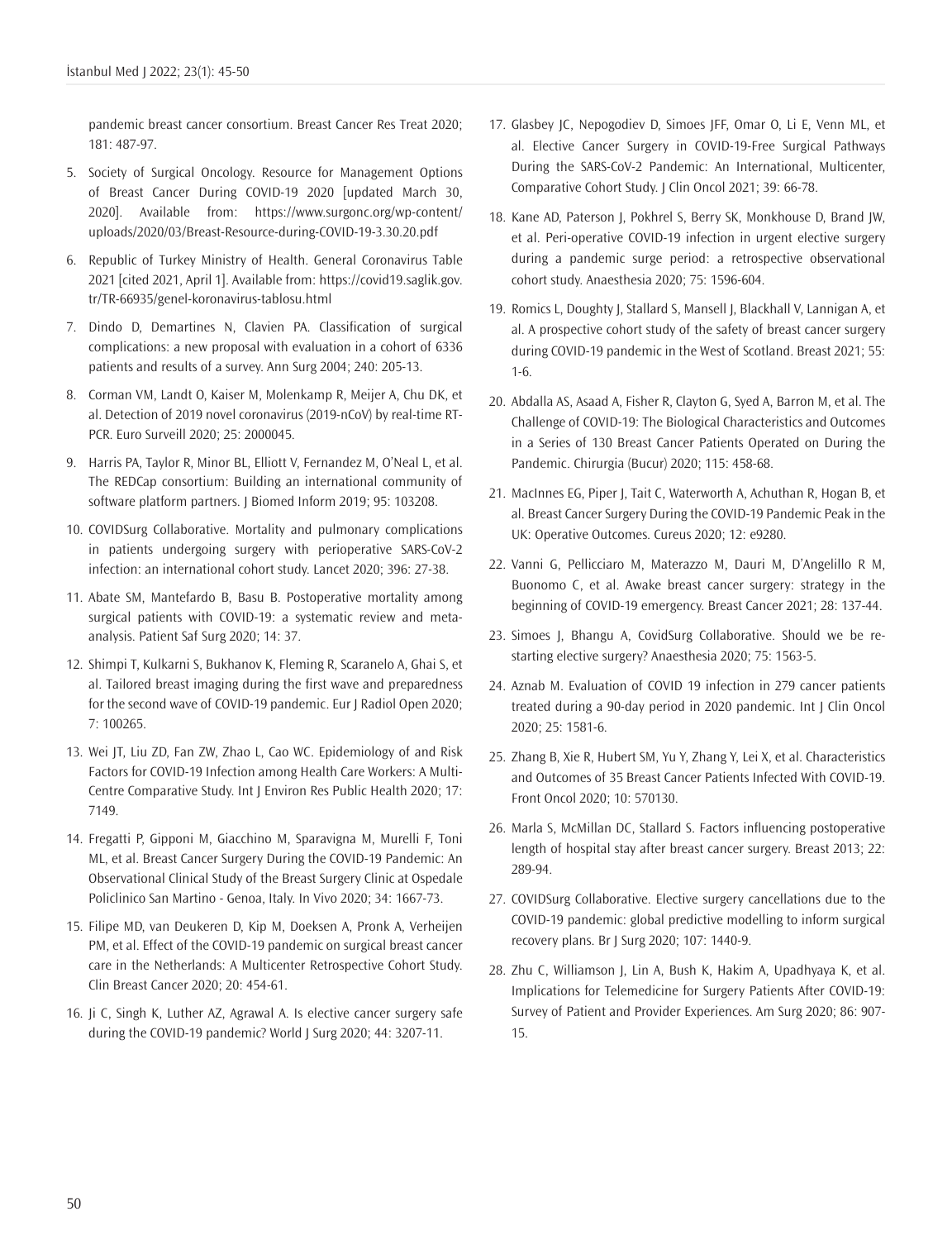pandemic breast cancer consortium. Breast Cancer Res Treat 2020; 181: 487-97.

5. Society of Surgical Oncology. Resource for Management Options of Breast Cancer During COVID-19 2020 [updated March 30, 2020]. Available from: https://www.surgonc.org/wp-content/uploads/2020/03/Breast-Resource-during-COVID-19-3.30.20.pdf
6. Republic of Turkey Ministry of Health. General Coronavirus Table 2021 [cited 2021, April 1]. Available from: https://covid19.saglik.gov.tr/TR-66935/genel-koronavirus-tablosu.html
7. Dindo D, Demartines N, Clavien PA. Classification of surgical complications: a new proposal with evaluation in a cohort of 6336 patients and results of a survey. Ann Surg 2004; 240: 205-13.
8. Corman VM, Landt O, Kaiser M, Molenkamp R, Meijer A, Chu DK, et al. Detection of 2019 novel coronavirus (2019-nCoV) by real-time RT-PCR. Euro Surveill 2020; 25: 2000045.
9. Harris PA, Taylor R, Minor BL, Elliott V, Fernandez M, O'Neal L, et al. The REDCap consortium: Building an international community of software platform partners. J Biomed Inform 2019; 95: 103208.
10. COVIDSurg Collaborative. Mortality and pulmonary complications in patients undergoing surgery with perioperative SARS-CoV-2 infection: an international cohort study. Lancet 2020; 396: 27-38.
11. Abate SM, Mantefardo B, Basu B. Postoperative mortality among surgical patients with COVID-19: a systematic review and meta-analysis. Patient Saf Surg 2020; 14: 37.
12. Shimpi T, Kulkarni S, Bukhanov K, Fleming R, Scaranelo A, Ghai S, et al. Tailored breast imaging during the first wave and preparedness for the second wave of COVID-19 pandemic. Eur J Radiol Open 2020; 7: 100265.
13. Wei JT, Liu ZD, Fan ZW, Zhao L, Cao WC. Epidemiology of and Risk Factors for COVID-19 Infection among Health Care Workers: A Multi-Centre Comparative Study. Int J Environ Res Public Health 2020; 17: 7149.
14. Fregatti P, Gipponi M, Giacchino M, Sparavigna M, Murelli F, Toni ML, et al. Breast Cancer Surgery During the COVID-19 Pandemic: An Observational Clinical Study of the Breast Surgery Clinic at Ospedale Policlinico San Martino - Genoa, Italy. In Vivo 2020; 34: 1667-73.
15. Filipe MD, van Deukeren D, Kip M, Doeksen A, Pronk A, Verheijen PM, et al. Effect of the COVID-19 pandemic on surgical breast cancer care in the Netherlands: A Multicenter Retrospective Cohort Study. Clin Breast Cancer 2020; 20: 454-61.
16. Ji C, Singh K, Luther AZ, Agrawal A. Is elective cancer surgery safe during the COVID-19 pandemic? World J Surg 2020; 44: 3207-11.
17. Glasbey JC, Nepogodiev D, Simoes JFF, Omar O, Li E, Venn ML, et al. Elective Cancer Surgery in COVID-19-Free Surgical Pathways During the SARS-CoV-2 Pandemic: An International, Multicenter, Comparative Cohort Study. J Clin Oncol 2021; 39: 66-78.
18. Kane AD, Paterson J, Pokhrel S, Berry SK, Monkhouse D, Brand JW, et al. Peri-operative COVID-19 infection in urgent elective surgery during a pandemic surge period: a retrospective observational cohort study. Anaesthesia 2020; 75: 1596-604.
19. Romics L, Doughty J, Stallard S, Mansell J, Blackhall V, Lannigan A, et al. A prospective cohort study of the safety of breast cancer surgery during COVID-19 pandemic in the West of Scotland. Breast 2021; 55: 1-6.
20. Abdalla AS, Asaad A, Fisher R, Clayton G, Syed A, Barron M, et al. The Challenge of COVID-19: The Biological Characteristics and Outcomes in a Series of 130 Breast Cancer Patients Operated on During the Pandemic. Chirurgia (Bucur) 2020; 115: 458-68.
21. MacInnes EG, Piper J, Tait C, Waterworth A, Achuthan R, Hogan B, et al. Breast Cancer Surgery During the COVID-19 Pandemic Peak in the UK: Operative Outcomes. Cureus 2020; 12: e9280.
22. Vanni G, Pellicciaro M, Materazzo M, Dauri M, D'Angelillo R M, Buonomo C, et al. Awake breast cancer surgery: strategy in the beginning of COVID-19 emergency. Breast Cancer 2021; 28: 137-44.
23. Simoes J, Bhangu A, CovidSurg Collaborative. Should we be re-starting elective surgery? Anaesthesia 2020; 75: 1563-5.
24. Aznab M. Evaluation of COVID 19 infection in 279 cancer patients treated during a 90-day period in 2020 pandemic. Int J Clin Oncol 2020; 25: 1581-6.
25. Zhang B, Xie R, Hubert SM, Yu Y, Zhang Y, Lei X, et al. Characteristics and Outcomes of 35 Breast Cancer Patients Infected With COVID-19. Front Oncol 2020; 10: 570130.
26. Marla S, McMillan DC, Stallard S. Factors influencing postoperative length of hospital stay after breast cancer surgery. Breast 2013; 22: 289-94.
27. COVIDSurg Collaborative. Elective surgery cancellations due to the COVID-19 pandemic: global predictive modelling to inform surgical recovery plans. Br J Surg 2020; 107: 1440-9.
28. Zhu C, Williamson J, Lin A, Bush K, Hakim A, Upadhyaya K, et al. Implications for Telemedicine for Surgery Patients After COVID-19: Survey of Patient and Provider Experiences. Am Surg 2020; 86: 907-15.